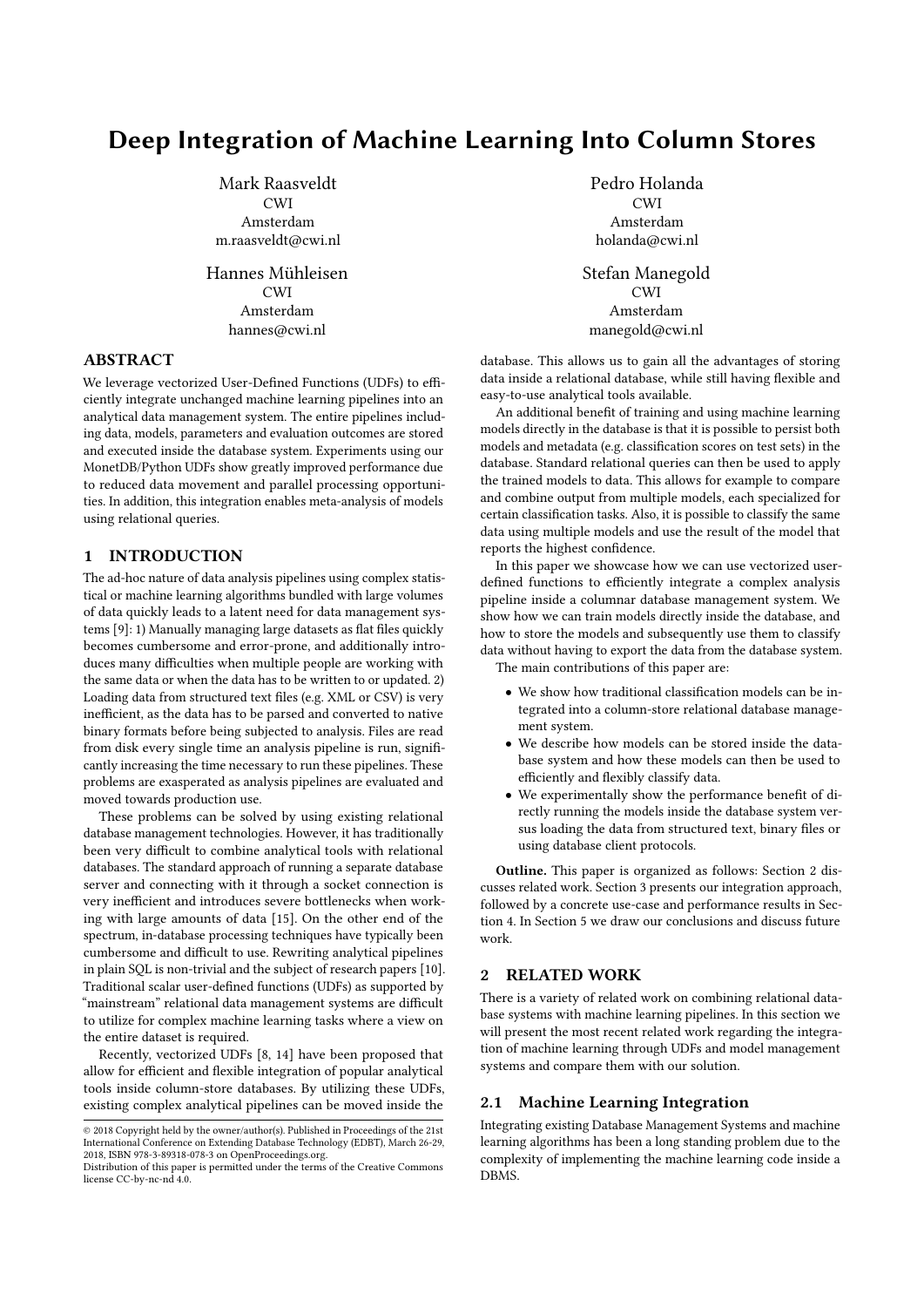# Deep Integration of Machine Learning Into Column Stores

Mark Raasveldt
CWI
Amsterdam
m.raasveldt@cwi.nl

Pedro Holanda
CWI
Amsterdam
holanda@cwi.nl

Hannes Mühleisen
CWI
Amsterdam
hannes@cwi.nl

Stefan Manegold
CWI
Amsterdam
manegold@cwi.nl

## ABSTRACT

We leverage vectorized User-Defined Functions (UDFs) to efficiently integrate unchanged machine learning pipelines into an analytical data management system. The entire pipelines including data, models, parameters and evaluation outcomes are stored and executed inside the database system. Experiments using our MonetDB/Python UDFs show greatly improved performance due to reduced data movement and parallel processing opportunities. In addition, this integration enables meta-analysis of models using relational queries.

## 1 INTRODUCTION

The ad-hoc nature of data analysis pipelines using complex statistical or machine learning algorithms bundled with large volumes of data quickly leads to a latent need for data management systems [9]: 1) Manually managing large datasets as flat files quickly becomes cumbersome and error-prone, and additionally introduces many difficulties when multiple people are working with the same data or when the data has to be written to or updated. 2) Loading data from structured text files (e.g. XML or CSV) is very inefficient, as the data has to be parsed and converted to native binary formats before being subjected to analysis. Files are read from disk every single time an analysis pipeline is run, significantly increasing the time necessary to run these pipelines. These problems are exasperated as analysis pipelines are evaluated and moved towards production use.

These problems can be solved by using existing relational database management technologies. However, it has traditionally been very difficult to combine analytical tools with relational databases. The standard approach of running a separate database server and connecting with it through a socket connection is very inefficient and introduces severe bottlenecks when working with large amounts of data [15]. On the other end of the spectrum, in-database processing techniques have typically been cumbersome and difficult to use. Rewriting analytical pipelines in plain SQL is non-trivial and the subject of research papers [10]. Traditional scalar user-defined functions (UDFs) as supported by "mainstream" relational data management systems are difficult to utilize for complex machine learning tasks where a view on the entire dataset is required.

Recently, vectorized UDFs [8, 14] have been proposed that allow for efficient and flexible integration of popular analytical tools inside column-store databases. By utilizing these UDFs, existing complex analytical pipelines can be moved inside the database. This allows us to gain all the advantages of storing data inside a relational database, while still having flexible and easy-to-use analytical tools available.

An additional benefit of training and using machine learning models directly in the database is that it is possible to persist both models and metadata (e.g. classification scores on test sets) in the database. Standard relational queries can then be used to apply the trained models to data. This allows for example to compare and combine output from multiple models, each specialized for certain classification tasks. Also, it is possible to classify the same data using multiple models and use the result of the model that reports the highest confidence.

In this paper we showcase how we can use vectorized user-defined functions to efficiently integrate a complex analysis pipeline inside a columnar database management system. We show how we can train models directly inside the database, and how to store the models and subsequently use them to classify data without having to export the data from the database system.

The main contributions of this paper are:

- We show how traditional classification models can be integrated into a column-store relational database management system.
- We describe how models can be stored inside the database system and how these models can then be used to efficiently and flexibly classify data.
- We experimentally show the performance benefit of directly running the models inside the database system versus loading the data from structured text, binary files or using database client protocols.

**Outline.** This paper is organized as follows: Section 2 discusses related work. Section 3 presents our integration approach, followed by a concrete use-case and performance results in Section 4. In Section 5 we draw our conclusions and discuss future work.

## 2 RELATED WORK

There is a variety of related work on combining relational database systems with machine learning pipelines. In this section we will present the most recent related work regarding the integration of machine learning through UDFs and model management systems and compare them with our solution.

### 2.1 Machine Learning Integration

Integrating existing Database Management Systems and machine learning algorithms has been a long standing problem due to the complexity of implementing the machine learning code inside a DBMS.

© 2018 Copyright held by the owner/author(s). Published in Proceedings of the 21st International Conference on Extending Database Technology (EDBT), March 26-29, 2018, ISBN 978-3-89318-078-3 on OpenProceedings.org.
Distribution of this paper is permitted under the terms of the Creative Commons license CC-by-nc-nd 4.0.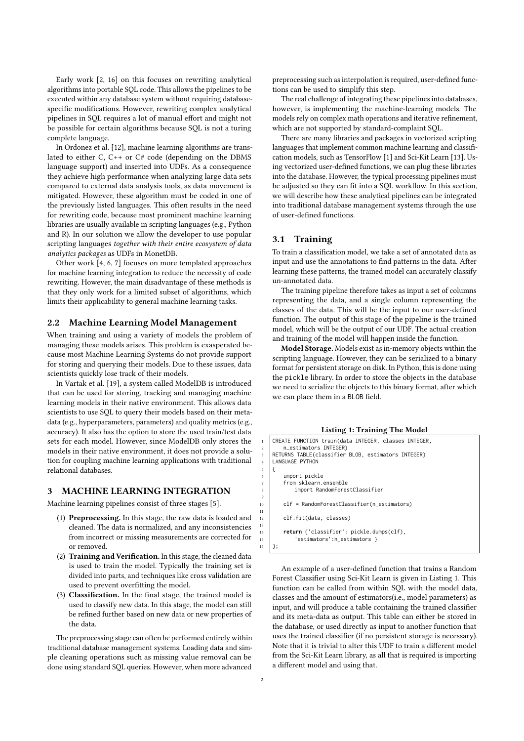Early work [2, 16] on this focuses on rewriting analytical algorithms into portable SQL code. This allows the pipelines to be executed within any database system without requiring database-specific modifications. However, rewriting complex analytical pipelines in SQL requires a lot of manual effort and might not be possible for certain algorithms because SQL is not a turing complete language.

In Ordonez et al. [12], machine learning algorithms are translated to either C, C++ or C# code (depending on the DBMS language support) and inserted into UDFs. As a consequence they achieve high performance when analyzing large data sets compared to external data analysis tools, as data movement is mitigated. However, these algorithm must be coded in one of the previously listed languages. This often results in the need for rewriting code, because most prominent machine learning libraries are usually available in scripting languages (e.g., Python and R). In our solution we allow the developer to use popular scripting languages *together with their entire ecosystem of data analytics packages* as UDFs in MonetDB.

Other work [4, 6, 7] focuses on more templated approaches for machine learning integration to reduce the necessity of code rewriting. However, the main disadvantage of these methods is that they only work for a limited subset of algorithms, which limits their applicability to general machine learning tasks.

## 2.2 Machine Learning Model Management

When training and using a variety of models the problem of managing these models arises. This problem is exasperated because most Machine Learning Systems do not provide support for storing and querying their models. Due to these issues, data scientists quickly lose track of their models.

In Vartak et al. [19], a system called ModelDB is introduced that can be used for storing, tracking and managing machine learning models in their native environment. This allows data scientists to use SQL to query their models based on their metadata (e.g., hyperparameters, parameters) and quality metrics (e.g., accuracy). It also has the option to store the used train/test data sets for each model. However, since ModelDB only stores the models in their native environment, it does not provide a solution for coupling machine learning applications with traditional relational databases.

# 3 MACHINE LEARNING INTEGRATION

Machine learning pipelines consist of three stages [5].

1. **Preprocessing.** In this stage, the raw data is loaded and cleaned. The data is normalized, and any inconsistencies from incorrect or missing measurements are corrected for or removed.
2. **Training and Verification.** In this stage, the cleaned data is used to train the model. Typically the training set is divided into parts, and techniques like cross validation are used to prevent overfitting the model.
3. **Classification.** In the final stage, the trained model is used to classify new data. In this stage, the model can still be refined further based on new data or new properties of the data.

The preprocessing stage can often be performed entirely within traditional database management systems. Loading data and simple cleaning operations such as missing value removal can be done using standard SQL queries. However, when more advanced preprocessing such as interpolation is required, user-defined functions can be used to simplify this step.

The real challenge of integrating these pipelines into databases, however, is implementing the machine-learning models. The models rely on complex math operations and iterative refinement, which are not supported by standard-complaint SQL.

There are many libraries and packages in vectorized scripting languages that implement common machine learning and classification models, such as TensorFlow [1] and Sci-Kit Learn [13]. Using vectorized user-defined functions, we can plug these libraries into the database. However, the typical processing pipelines must be adjusted so they can fit into a SQL workflow. In this section, we will describe how these analytical pipelines can be integrated into traditional database management systems through the use of user-defined functions.

## 3.1 Training

To train a classification model, we take a set of annotated data as input and use the annotations to find patterns in the data. After learning these patterns, the trained model can accurately classify un-annotated data.

The training pipeline therefore takes as input a set of columns representing the data, and a single column representing the classes of the data. This will be the input to our user-defined function. The output of this stage of the pipeline is the trained model, which will be the output of our UDF. The actual creation and training of the model will happen inside the function.

**Model Storage.** Models exist as in-memory objects within the scripting language. However, they can be serialized to a binary format for persistent storage on disk. In Python, this is done using the `pickle` library. In order to store the objects in the database we need to serialize the objects to this binary format, after which we can place them in a `BLOB` field.

**Listing 1: Training The Model**

```
CREATE FUNCTION train(data INTEGER, classes INTEGER,
    n_estimators INTEGER)
RETURNS TABLE(classifier BLOB, estimators INTEGER)
LANGUAGE PYTHON
{
    import pickle
    from sklearn.ensemble
        import RandomForestClassifier

    clf = RandomForestClassifier(n_estimators)

    clf.fit(data, classes)

    return {'classifier': pickle.dumps(clf),
        'estimators':n_estimators }
};
```

An example of a user-defined function that trains a Random Forest Classifier using Sci-Kit Learn is given in Listing 1. This function can be called from within SQL with the model data, classes and the amount of estimators(i.e., model parameters) as input, and will produce a table containing the trained classifier and its meta-data as output. This table can either be stored in the database, or used directly as input to another function that uses the trained classifier (if no persistent storage is necessary). Note that it is trivial to alter this UDF to train a different model from the Sci-Kit Learn library, as all that is required is importing a different model and using that.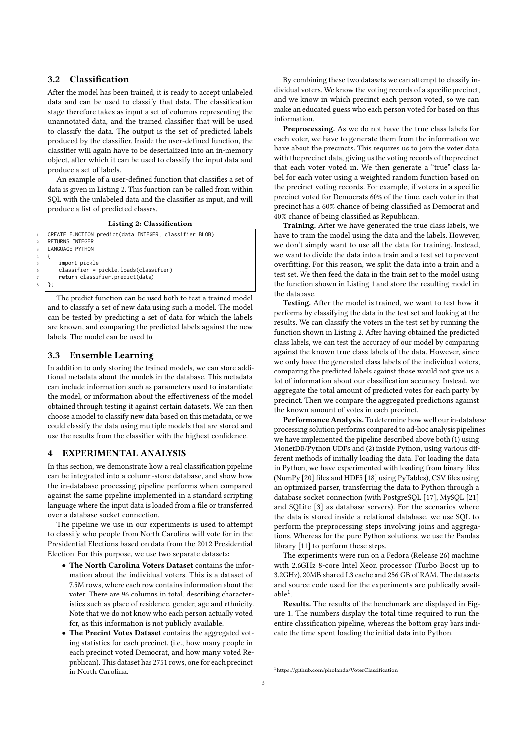## 3.2 Classification

After the model has been trained, it is ready to accept unlabeled data and can be used to classify that data. The classification stage therefore takes as input a set of columns representing the unannotated data, and the trained classifier that will be used to classify the data. The output is the set of predicted labels produced by the classifier. Inside the user-defined function, the classifier will again have to be deserialized into an in-memory object, after which it can be used to classify the input data and produce a set of labels.

An example of a user-defined function that classifies a set of data is given in Listing 2. This function can be called from within SQL with the unlabeled data and the classifier as input, and will produce a list of predicted classes.

**Listing 2: Classification**

```
CREATE FUNCTION predict(data INTEGER, classifier BLOB)
RETURNS INTEGER
LANGUAGE PYTHON
{
    import pickle
    classifier = pickle.loads(classifier)
    return classifier.predict(data)
};
```

The predict function can be used both to test a trained model and to classify a set of new data using such a model. The model can be tested by predicting a set of data for which the labels are known, and comparing the predicted labels against the new labels. The model can be used to

## 3.3 Ensemble Learning

In addition to only storing the trained models, we can store additional metadata about the models in the database. This metadata can include information such as parameters used to instantiate the model, or information about the effectiveness of the model obtained through testing it against certain datasets. We can then choose a model to classify new data based on this metadata, or we could classify the data using multiple models that are stored and use the results from the classifier with the highest confidence.

# 4 EXPERIMENTAL ANALYSIS

In this section, we demonstrate how a real classification pipeline can be integrated into a column-store database, and show how the in-database processing pipeline performs when compared against the same pipeline implemented in a standard scripting language where the input data is loaded from a file or transferred over a database socket connection.

The pipeline we use in our experiments is used to attempt to classify who people from North Carolina will vote for in the Presidential Elections based on data from the 2012 Presidential Election. For this purpose, we use two separate datasets:

- **The North Carolina Voters Dataset** contains the information about the individual voters. This is a dataset of 7.5M rows, where each row contains information about the voter. There are 96 columns in total, describing characteristics such as place of residence, gender, age and ethnicity. Note that we do not know who each person actually voted for, as this information is not publicly available.
- **The Precint Votes Dataset** contains the aggregated voting statistics for each precinct, (i.e., how many people in each precinct voted Democrat, and how many voted Republican). This dataset has 2751 rows, one for each precinct in North Carolina.

By combining these two datasets we can attempt to classify individual voters. We know the voting records of a specific precinct, and we know in which precinct each person voted, so we can make an educated guess who each person voted for based on this information.

**Preprocessing.** As we do not have the true class labels for each voter, we have to generate them from the information we have about the precincts. This requires us to join the voter data with the precinct data, giving us the voting records of the precinct that each voter voted in. We then generate a "true" class label for each voter using a weighted random function based on the precinct voting records. For example, if voters in a specific precinct voted for Democrats 60% of the time, each voter in that precinct has a 60% chance of being classified as Democrat and 40% chance of being classified as Republican.

**Training.** After we have generated the true class labels, we have to train the model using the data and the labels. However, we don't simply want to use all the data for training. Instead, we want to divide the data into a train and a test set to prevent overfitting. For this reason, we split the data into a train and a test set. We then feed the data in the train set to the model using the function shown in Listing 1 and store the resulting model in the database.

**Testing.** After the model is trained, we want to test how it performs by classifying the data in the test set and looking at the results. We can classify the voters in the test set by running the function shown in Listing 2. After having obtained the predicted class labels, we can test the accuracy of our model by comparing against the known true class labels of the data. However, since we only have the generated class labels of the individual voters, comparing the predicted labels against those would not give us a lot of information about our classification accuracy. Instead, we aggregate the total amount of predicted votes for each party by precinct. Then we compare the aggregated predictions against the known amount of votes in each precinct.

**Performance Analysis.** To determine how well our in-database processing solution performs compared to ad-hoc analysis pipelines we have implemented the pipeline described above both (1) using MonetDB/Python UDFs and (2) inside Python, using various different methods of initially loading the data. For loading the data in Python, we have experimented with loading from binary files (NumPy [20] files and HDF5 [18] using PyTables), CSV files using an optimized parser, transferring the data to Python through a database socket connection (with PostgreSQL [17], MySQL [21] and SQLite [3] as database servers). For the scenarios where the data is stored inside a relational database, we use SQL to perform the preprocessing steps involving joins and aggregations. Whereas for the pure Python solutions, we use the Pandas library [11] to perform these steps.

The experiments were run on a Fedora (Release 26) machine with 2.6GHz 8-core Intel Xeon processor (Turbo Boost up to 3.2GHz), 20MB shared L3 cache and 256 GB of RAM. The datasets and source code used for the experiments are publically available[1].

**Results.** The results of the benchmark are displayed in Figure 1. The numbers display the total time required to run the entire classification pipeline, whereas the bottom gray bars indicate the time spent loading the initial data into Python.

[1] https://github.com/pholanda/VoterClassification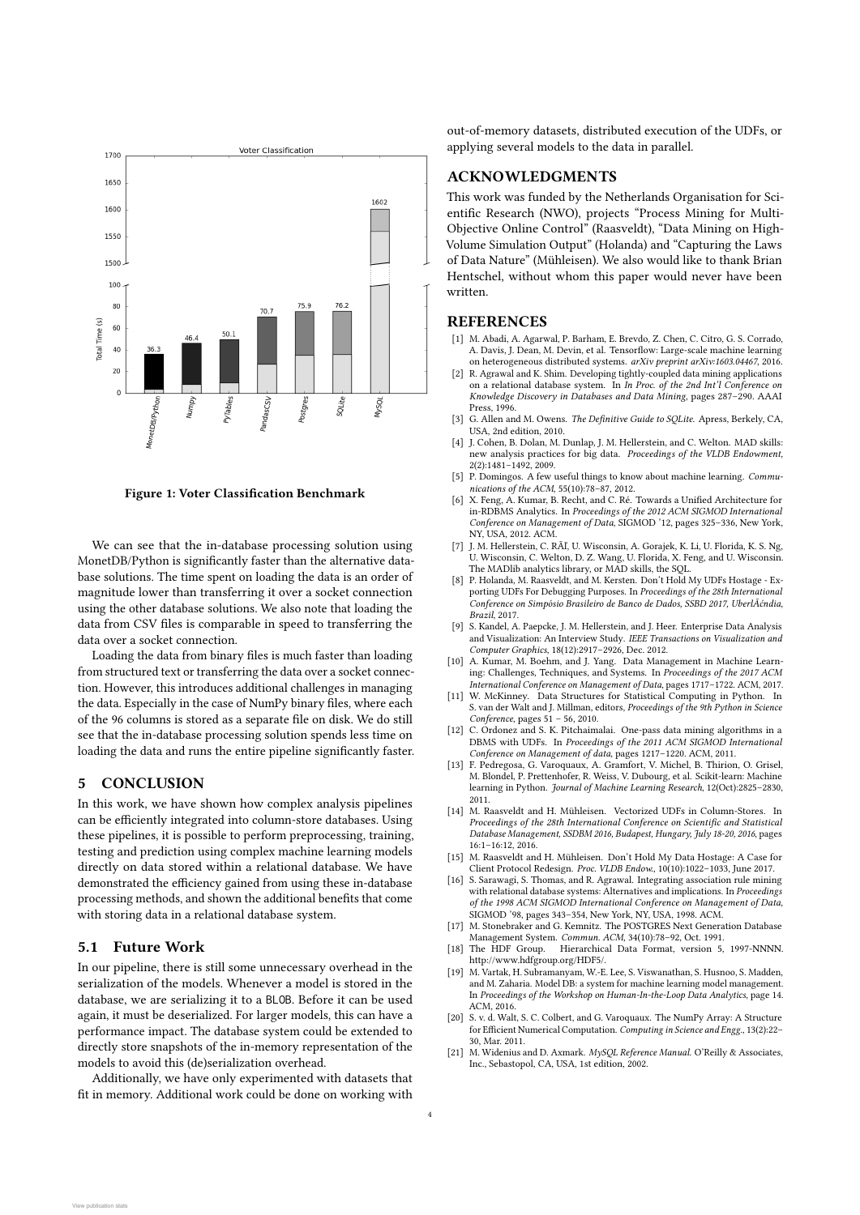Voter Classification

1700
1650
1600
1550
1500
100
80
60
40
20
0

Total Time (s)

36.3
46.4
50.1
70.7
75.9
76.2
1602

MonetDB/Python
Numpy
PyTables
PandasCSV
Postgres
SQLite
MySQL

**Figure 1: Voter Classification Benchmark**

We can see that the in-database processing solution using MonetDB/Python is significantly faster than the alternative database solutions. The time spent on loading the data is an order of magnitude lower than transferring it over a socket connection using the other database solutions. We also note that loading the data from CSV files is comparable in speed to transferring the data over a socket connection.

Loading the data from binary files is much faster than loading from structured text or transferring the data over a socket connection. However, this introduces additional challenges in managing the data. Especially in the case of NumPy binary files, where each of the 96 columns is stored as a separate file on disk. We do still see that the in-database processing solution spends less time on loading the data and runs the entire pipeline significantly faster.

## 5 CONCLUSION

In this work, we have shown how complex analysis pipelines can be efficiently integrated into column-store databases. Using these pipelines, it is possible to perform preprocessing, training, testing and prediction using complex machine learning models directly on data stored within a relational database. We have demonstrated the efficiency gained from using these in-database processing methods, and shown the additional benefits that come with storing data in a relational database system.

### 5.1 Future Work

In our pipeline, there is still some unnecessary overhead in the serialization of the models. Whenever a model is stored in the database, we are serializing it to a BLOB. Before it can be used again, it must be deserialized. For larger models, this can have a performance impact. The database system could be extended to directly store snapshots of the in-memory representation of the models to avoid this (de)serialization overhead.

Additionally, we have only experimented with datasets that fit in memory. Additional work could be done on working with out-of-memory datasets, distributed execution of the UDFs, or applying several models to the data in parallel.

## ACKNOWLEDGMENTS

This work was funded by the Netherlands Organisation for Scientific Research (NWO), projects "Process Mining for Multi-Objective Online Control" (Raasveldt), "Data Mining on High-Volume Simulation Output" (Holanda) and "Capturing the Laws of Data Nature" (Mühleisen). We also would like to thank Brian Hentschel, without whom this paper would never have been written.

## REFERENCES

[1] M. Abadi, A. Agarwal, P. Barham, E. Brevdo, Z. Chen, C. Citro, G. S. Corrado, A. Davis, J. Dean, M. Devin, et al. Tensorflow: Large-scale machine learning on heterogeneous distributed systems. *arXiv preprint arXiv:1603.04467*, 2016.

[2] R. Agrawal and K. Shim. Developing tightly-coupled data mining applications on a relational database system. In *Proc. of the 2nd Int'l Conference on Knowledge Discovery in Databases and Data Mining*, pages 287–290. AAAI Press, 1996.

[3] G. Allen and M. Owens. *The Definitive Guide to SQLite*. Apress, Berkely, CA, USA, 2nd edition, 2010.

[4] J. Cohen, B. Dolan, M. Dunlap, J. M. Hellerstein, and C. Welton. MAD skills: new analysis practices for big data. *Proceedings of the VLDB Endowment*, 2(2):1481–1492, 2009.

[5] P. Domingos. A few useful things to know about machine learning. *Communications of the ACM*, 55(10):78–87, 2012.

[6] X. Feng, A. Kumar, B. Recht, and C. Ré. Towards a Unified Architecture for in-RDBMS Analytics. In *Proceedings of the 2012 ACM SIGMOD International Conference on Management of Data*, SIGMOD '12, pages 325–336, New York, NY, USA, 2012. ACM.

[7] J. M. Hellerstein, C. RÃľ, U. Wisconsin, A. Gorajek, K. Li, U. Florida, K. S. Ng, U. Wisconsin, C. Welton, D. Z. Wang, U. Florida, X. Feng, and U. Wisconsin. The MADlib analytics library, or MAD skills, the SQL.

[8] P. Holanda, M. Raasveldt, and M. Kersten. Don't Hold My UDFs Hostage - Exporting UDFs For Debugging Purposes. In *Proceedings of the 28th International Conference on Simpósio Brasileiro de Banco de Dados, SSBD 2017, UberlÂćndia, Brazil*, 2017.

[9] S. Kandel, A. Paepcke, J. M. Hellerstein, and J. Heer. Enterprise Data Analysis and Visualization: An Interview Study. *IEEE Transactions on Visualization and Computer Graphics*, 18(12):2917–2926, Dec. 2012.

[10] A. Kumar, M. Boehm, and J. Yang. Data Management in Machine Learning: Challenges, Techniques, and Systems. In *Proceedings of the 2017 ACM International Conference on Management of Data*, pages 1717–1722. ACM, 2017.

[11] W. McKinney. Data Structures for Statistical Computing in Python. In S. van der Walt and J. Millman, editors, *Proceedings of the 9th Python in Science Conference*, pages 51 – 56, 2010.

[12] C. Ordonez and S. K. Pitchaimalai. One-pass data mining algorithms in a DBMS with UDFs. In *Proceedings of the 2011 ACM SIGMOD International Conference on Management of data*, pages 1217–1220. ACM, 2011.

[13] F. Pedregosa, G. Varoquaux, A. Gramfort, V. Michel, B. Thirion, O. Grisel, M. Blondel, P. Prettenhofer, R. Weiss, V. Dubourg, et al. Scikit-learn: Machine learning in Python. *Journal of Machine Learning Research*, 12(Oct):2825–2830, 2011.

[14] M. Raasveldt and H. Mühleisen. Vectorized UDFs in Column-Stores. In *Proceedings of the 28th International Conference on Scientific and Statistical Database Management, SSDBM 2016, Budapest, Hungary, July 18-20, 2016*, pages 16:1–16:12, 2016.

[15] M. Raasveldt and H. Mühleisen. Don't Hold My Data Hostage: A Case for Client Protocol Redesign. *Proc. VLDB Endow.*, 10(10):1022–1033, June 2017.

[16] S. Sarawagi, S. Thomas, and R. Agrawal. Integrating association rule mining with relational database systems: Alternatives and implications. In *Proceedings of the 1998 ACM SIGMOD International Conference on Management of Data*, SIGMOD '98, pages 343–354, New York, NY, USA, 1998. ACM.

[17] M. Stonebraker and G. Kemnitz. The POSTGRES Next Generation Database Management System. *Commun. ACM*, 34(10):78–92, Oct. 1991.

[18] The HDF Group. Hierarchical Data Format, version 5, 1997-NNNN. http://www.hdfgroup.org/HDF5/.

[19] M. Vartak, H. Subramanyam, W.-E. Lee, S. Viswanathan, S. Husnoo, S. Madden, and M. Zaharia. Model DB: a system for machine learning model management. In *Proceedings of the Workshop on Human-In-the-Loop Data Analytics*, page 14. ACM, 2016.

[20] S. v. d. Walt, S. C. Colbert, and G. Varoquaux. The NumPy Array: A Structure for Efficient Numerical Computation. *Computing in Science and Engg.*, 13(2):22–30, Mar. 2011.

[21] M. Widenius and D. Axmark. *MySQL Reference Manual*. O'Reilly & Associates, Inc., Sebastopol, CA, USA, 1st edition, 2002.